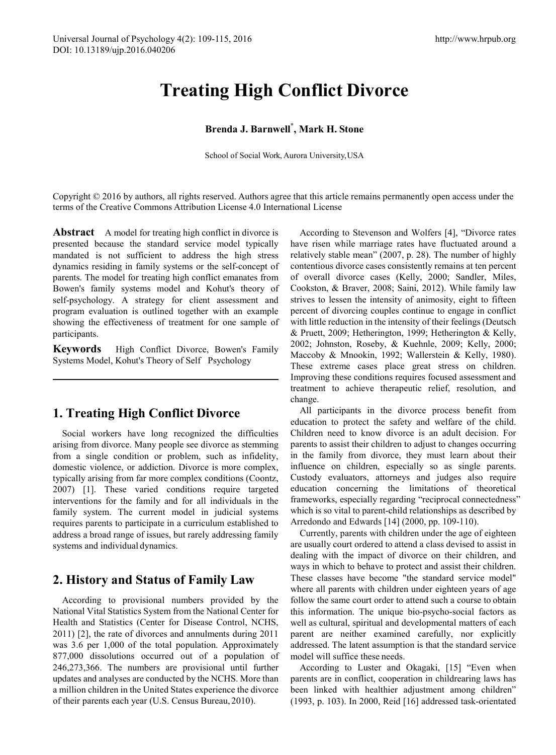# Treating High Conflict Divorce

**Brenda J. Barnwell[*], Mark H. Stone**

School of Social Work, Aurora University, USA

Copyright © 2016 by authors, all rights reserved. Authors agree that this article remains permanently open access under the terms of the Creative Commons Attribution License 4.0 International License

**Abstract** A model for treating high conflict in divorce is presented because the standard service model typically mandated is not sufficient to address the high stress dynamics residing in family systems or the self-concept of parents. The model for treating high conflict emanates from Bowen's family systems model and Kohut's theory of self-psychology. A strategy for client assessment and program evaluation is outlined together with an example showing the effectiveness of treatment for one sample of participants.

**Keywords** High Conflict Divorce, Bowen's Family Systems Model, Kohut's Theory of Self Psychology

## 1. Treating High Conflict Divorce

Social workers have long recognized the difficulties arising from divorce. Many people see divorce as stemming from a single condition or problem, such as infidelity, domestic violence, or addiction. Divorce is more complex, typically arising from far more complex conditions (Coontz, 2007) [1]. These varied conditions require targeted interventions for the family and for all individuals in the family system. The current model in judicial systems requires parents to participate in a curriculum established to address a broad range of issues, but rarely addressing family systems and individual dynamics.

## 2. History and Status of Family Law

According to provisional numbers provided by the National Vital Statistics System from the National Center for Health and Statistics (Center for Disease Control, NCHS, 2011) [2], the rate of divorces and annulments during 2011 was 3.6 per 1,000 of the total population. Approximately 877,000 dissolutions occurred out of a population of 246,273,366. The numbers are provisional until further updates and analyses are conducted by the NCHS. More than a million children in the United States experience the divorce of their parents each year (U.S. Census Bureau, 2010).

According to Stevenson and Wolfers [4], "Divorce rates have risen while marriage rates have fluctuated around a relatively stable mean" (2007, p. 28). The number of highly contentious divorce cases consistently remains at ten percent of overall divorce cases (Kelly, 2000; Sandler, Miles, Cookston, & Braver, 2008; Saini, 2012). While family law strives to lessen the intensity of animosity, eight to fifteen percent of divorcing couples continue to engage in conflict with little reduction in the intensity of their feelings (Deutsch & Pruett, 2009; Hetherington, 1999; Hetherington & Kelly, 2002; Johnston, Roseby, & Kuehnle, 2009; Kelly, 2000; Maccoby & Mnookin, 1992; Wallerstein & Kelly, 1980). These extreme cases place great stress on children. Improving these conditions requires focused assessment and treatment to achieve therapeutic relief, resolution, and change.

All participants in the divorce process benefit from education to protect the safety and welfare of the child. Children need to know divorce is an adult decision. For parents to assist their children to adjust to changes occurring in the family from divorce, they must learn about their influence on children, especially so as single parents. Custody evaluators, attorneys and judges also require education concerning the limitations of theoretical frameworks, especially regarding "reciprocal connectedness" which is so vital to parent-child relationships as described by Arredondo and Edwards [14] (2000, pp. 109-110).

Currently, parents with children under the age of eighteen are usually court ordered to attend a class devised to assist in dealing with the impact of divorce on their children, and ways in which to behave to protect and assist their children. These classes have become "the standard service model" where all parents with children under eighteen years of age follow the same court order to attend such a course to obtain this information. The unique bio-psycho-social factors as well as cultural, spiritual and developmental matters of each parent are neither examined carefully, nor explicitly addressed. The latent assumption is that the standard service model will suffice these needs.

According to Luster and Okagaki, [15] "Even when parents are in conflict, cooperation in childrearing laws has been linked with healthier adjustment among children" (1993, p. 103). In 2000, Reid [16] addressed task-orientated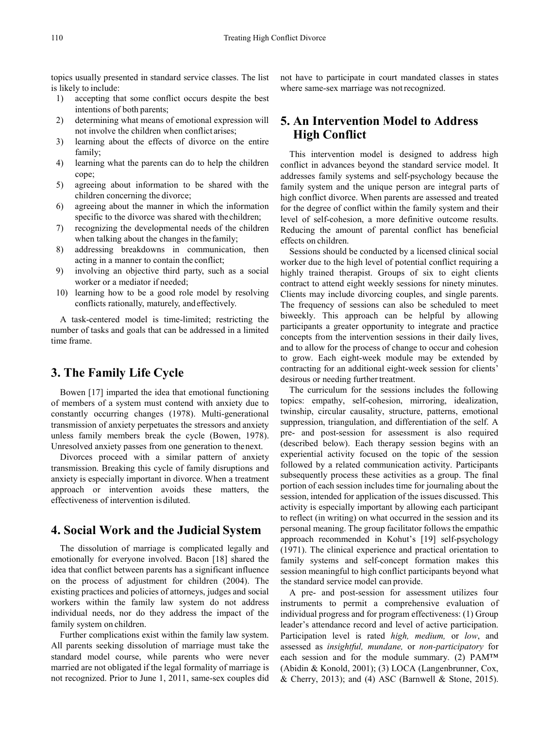topics usually presented in standard service classes. The list is likely to include:

1) accepting that some conflict occurs despite the best intentions of both parents;
2) determining what means of emotional expression will not involve the children when conflict arises;
3) learning about the effects of divorce on the entire family;
4) learning what the parents can do to help the children cope;
5) agreeing about information to be shared with the children concerning the divorce;
6) agreeing about the manner in which the information specific to the divorce was shared with the children;
7) recognizing the developmental needs of the children when talking about the changes in the family;
8) addressing breakdowns in communication, then acting in a manner to contain the conflict;
9) involving an objective third party, such as a social worker or a mediator if needed;
10) learning how to be a good role model by resolving conflicts rationally, maturely, and effectively.

A task-centered model is time-limited; restricting the number of tasks and goals that can be addressed in a limited time frame.

## 3. The Family Life Cycle

Bowen [17] imparted the idea that emotional functioning of members of a system must contend with anxiety due to constantly occurring changes (1978). Multi-generational transmission of anxiety perpetuates the stressors and anxiety unless family members break the cycle (Bowen, 1978). Unresolved anxiety passes from one generation to the next.

Divorces proceed with a similar pattern of anxiety transmission. Breaking this cycle of family disruptions and anxiety is especially important in divorce. When a treatment approach or intervention avoids these matters, the effectiveness of intervention is diluted.

## 4. Social Work and the Judicial System

The dissolution of marriage is complicated legally and emotionally for everyone involved. Bacon [18] shared the idea that conflict between parents has a significant influence on the process of adjustment for children (2004). The existing practices and policies of attorneys, judges and social workers within the family law system do not address individual needs, nor do they address the impact of the family system on children.

Further complications exist within the family law system. All parents seeking dissolution of marriage must take the standard model course, while parents who were never married are not obligated if the legal formality of marriage is not recognized. Prior to June 1, 2011, same-sex couples did not have to participate in court mandated classes in states where same-sex marriage was not recognized.

## 5. An Intervention Model to Address High Conflict

This intervention model is designed to address high conflict in advances beyond the standard service model. It addresses family systems and self-psychology because the family system and the unique person are integral parts of high conflict divorce. When parents are assessed and treated for the degree of conflict within the family system and their level of self-cohesion, a more definitive outcome results. Reducing the amount of parental conflict has beneficial effects on children.

Sessions should be conducted by a licensed clinical social worker due to the high level of potential conflict requiring a highly trained therapist. Groups of six to eight clients contract to attend eight weekly sessions for ninety minutes. Clients may include divorcing couples, and single parents. The frequency of sessions can also be scheduled to meet biweekly. This approach can be helpful by allowing participants a greater opportunity to integrate and practice concepts from the intervention sessions in their daily lives, and to allow for the process of change to occur and cohesion to grow. Each eight-week module may be extended by contracting for an additional eight-week session for clients' desirous or needing further treatment.

The curriculum for the sessions includes the following topics: empathy, self-cohesion, mirroring, idealization, twinship, circular causality, structure, patterns, emotional suppression, triangulation, and differentiation of the self. A pre- and post-session for assessment is also required (described below). Each therapy session begins with an experiential activity focused on the topic of the session followed by a related communication activity. Participants subsequently process these activities as a group. The final portion of each session includes time for journaling about the session, intended for application of the issues discussed. This activity is especially important by allowing each participant to reflect (in writing) on what occurred in the session and its personal meaning. The group facilitator follows the empathic approach recommended in Kohut's [19] self-psychology (1971). The clinical experience and practical orientation to family systems and self-concept formation makes this session meaningful to high conflict participants beyond what the standard service model can provide.

A pre- and post-session for assessment utilizes four instruments to permit a comprehensive evaluation of individual progress and for program effectiveness: (1) Group leader's attendance record and level of active participation. Participation level is rated *high, medium,* or *low*, and assessed as *insightful, mundane,* or *non-participatory* for each session and for the module summary. (2) PAM™ (Abidin & Konold, 2001); (3) LOCA (Langenbrunner, Cox, & Cherry, 2013); and (4) ASC (Barnwell & Stone, 2015).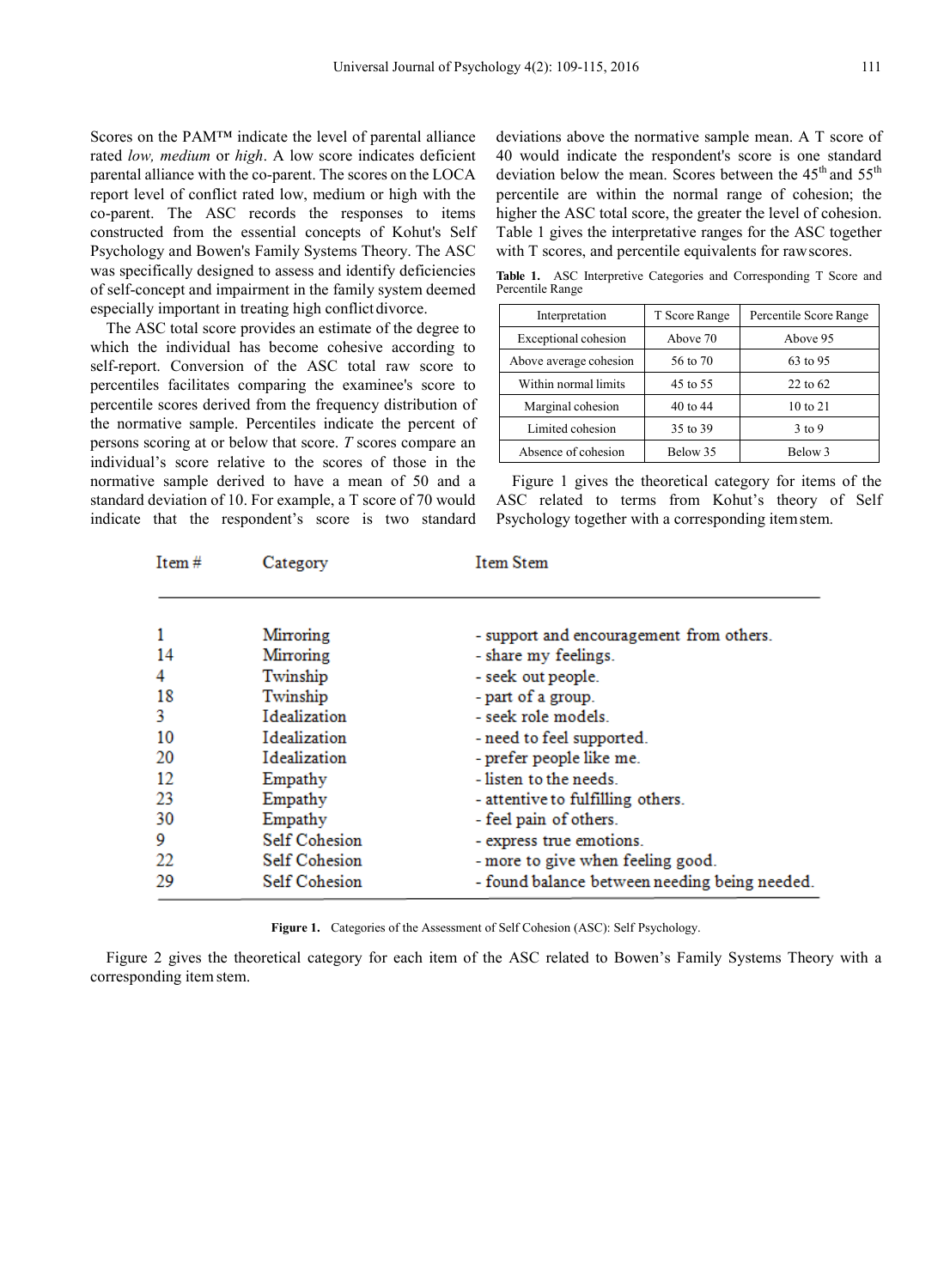Scores on the PAM™ indicate the level of parental alliance rated *low, medium* or *high*. A low score indicates deficient parental alliance with the co-parent. The scores on the LOCA report level of conflict rated low, medium or high with the co-parent. The ASC records the responses to items constructed from the essential concepts of Kohut's Self Psychology and Bowen's Family Systems Theory. The ASC was specifically designed to assess and identify deficiencies of self-concept and impairment in the family system deemed especially important in treating high conflict divorce.

The ASC total score provides an estimate of the degree to which the individual has become cohesive according to self-report. Conversion of the ASC total raw score to percentiles facilitates comparing the examinee's score to percentile scores derived from the frequency distribution of the normative sample. Percentiles indicate the percent of persons scoring at or below that score. *T* scores compare an individual's score relative to the scores of those in the normative sample derived to have a mean of 50 and a standard deviation of 10. For example, a T score of 70 would indicate that the respondent's score is two standard deviations above the normative sample mean. A T score of 40 would indicate the respondent's score is one standard deviation below the mean. Scores between the 45th and 55th percentile are within the normal range of cohesion; the higher the ASC total score, the greater the level of cohesion. Table 1 gives the interpretative ranges for the ASC together with T scores, and percentile equivalents for raw scores.

**Table 1.** ASC Interpretive Categories and Corresponding T Score and Percentile Range

| Interpretation | T Score Range | Percentile Score Range |
|---|---|---|
| Exceptional cohesion | Above 70 | Above 95 |
| Above average cohesion | 56 to 70 | 63 to 95 |
| Within normal limits | 45 to 55 | 22 to 62 |
| Marginal cohesion | 40 to 44 | 10 to 21 |
| Limited cohesion | 35 to 39 | 3 to 9 |
| Absence of cohesion | Below 35 | Below 3 |

Figure 1 gives the theoretical category for items of the ASC related to terms from Kohut's theory of Self Psychology together with a corresponding item stem.

| Item # | Category | Item Stem |
|---|---|---|
| 1 | Mirroring | - support and encouragement from others. |
| 14 | Mirroring | - share my feelings. |
| 4 | Twinship | - seek out people. |
| 18 | Twinship | - part of a group. |
| 3 | Idealization | - seek role models. |
| 10 | Idealization | - need to feel supported. |
| 20 | Idealization | - prefer people like me. |
| 12 | Empathy | - listen to the needs. |
| 23 | Empathy | - attentive to fulfilling others. |
| 30 | Empathy | - feel pain of others. |
| 9 | Self Cohesion | - express true emotions. |
| 22 | Self Cohesion | - more to give when feeling good. |
| 29 | Self Cohesion | - found balance between needing being needed. |

**Figure 1.** Categories of the Assessment of Self Cohesion (ASC): Self Psychology.

Figure 2 gives the theoretical category for each item of the ASC related to Bowen's Family Systems Theory with a corresponding item stem.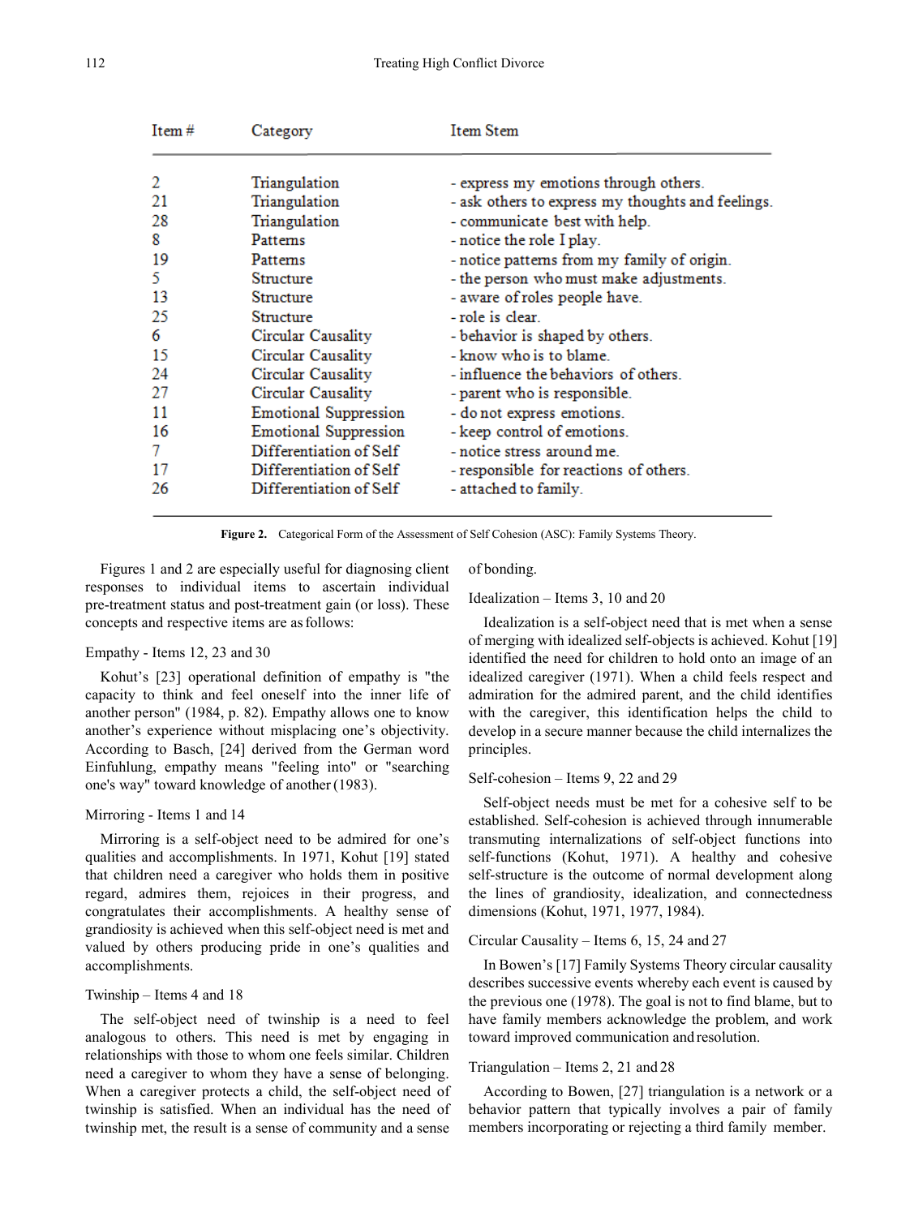| Item # | Category | Item Stem |
|---|---|---|
| 2 | Triangulation | - express my emotions through others. |
| 21 | Triangulation | - ask others to express my thoughts and feelings. |
| 28 | Triangulation | - communicate best with help. |
| 8 | Patterns | - notice the role I play. |
| 19 | Patterns | - notice patterns from my family of origin. |
| 5 | Structure | - the person who must make adjustments. |
| 13 | Structure | - aware of roles people have. |
| 25 | Structure | - role is clear. |
| 6 | Circular Causality | - behavior is shaped by others. |
| 15 | Circular Causality | - know who is to blame. |
| 24 | Circular Causality | - influence the behaviors of others. |
| 27 | Circular Causality | - parent who is responsible. |
| 11 | Emotional Suppression | - do not express emotions. |
| 16 | Emotional Suppression | - keep control of emotions. |
| 7 | Differentiation of Self | - notice stress around me. |
| 17 | Differentiation of Self | - responsible for reactions of others. |
| 26 | Differentiation of Self | - attached to family. |

**Figure 2.** Categorical Form of the Assessment of Self Cohesion (ASC): Family Systems Theory.

Figures 1 and 2 are especially useful for diagnosing client responses to individual items to ascertain individual pre-treatment status and post-treatment gain (or loss). These concepts and respective items are as follows:

Empathy - Items 12, 23 and 30

Kohut's [23] operational definition of empathy is "the capacity to think and feel oneself into the inner life of another person" (1984, p. 82). Empathy allows one to know another's experience without misplacing one's objectivity. According to Basch, [24] derived from the German word Einfuhlung, empathy means "feeling into" or "searching one's way" toward knowledge of another (1983).

Mirroring - Items 1 and 14

Mirroring is a self-object need to be admired for one's qualities and accomplishments. In 1971, Kohut [19] stated that children need a caregiver who holds them in positive regard, admires them, rejoices in their progress, and congratulates their accomplishments. A healthy sense of grandiosity is achieved when this self-object need is met and valued by others producing pride in one's qualities and accomplishments.

Twinship – Items 4 and 18

The self-object need of twinship is a need to feel analogous to others. This need is met by engaging in relationships with those to whom one feels similar. Children need a caregiver to whom they have a sense of belonging. When a caregiver protects a child, the self-object need of twinship is satisfied. When an individual has the need of twinship met, the result is a sense of community and a sense of bonding.

Idealization – Items 3, 10 and 20

Idealization is a self-object need that is met when a sense of merging with idealized self-objects is achieved. Kohut [19] identified the need for children to hold onto an image of an idealized caregiver (1971). When a child feels respect and admiration for the admired parent, and the child identifies with the caregiver, this identification helps the child to develop in a secure manner because the child internalizes the principles.

Self-cohesion – Items 9, 22 and 29

Self-object needs must be met for a cohesive self to be established. Self-cohesion is achieved through innumerable transmuting internalizations of self-object functions into self-functions (Kohut, 1971). A healthy and cohesive self-structure is the outcome of normal development along the lines of grandiosity, idealization, and connectedness dimensions (Kohut, 1971, 1977, 1984).

Circular Causality – Items 6, 15, 24 and 27

In Bowen's [17] Family Systems Theory circular causality describes successive events whereby each event is caused by the previous one (1978). The goal is not to find blame, but to have family members acknowledge the problem, and work toward improved communication and resolution.

Triangulation – Items 2, 21 and 28

According to Bowen, [27] triangulation is a network or a behavior pattern that typically involves a pair of family members incorporating or rejecting a third family member.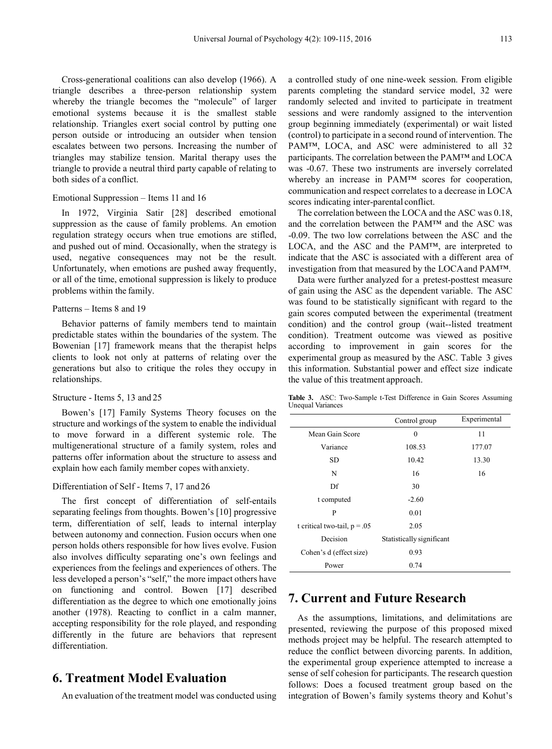Cross-generational coalitions can also develop (1966). A triangle describes a three-person relationship system whereby the triangle becomes the "molecule" of larger emotional systems because it is the smallest stable relationship. Triangles exert social control by putting one person outside or introducing an outsider when tension escalates between two persons. Increasing the number of triangles may stabilize tension. Marital therapy uses the triangle to provide a neutral third party capable of relating to both sides of a conflict.

Emotional Suppression – Items 11 and 16

In 1972, Virginia Satir [28] described emotional suppression as the cause of family problems. An emotion regulation strategy occurs when true emotions are stifled, and pushed out of mind. Occasionally, when the strategy is used, negative consequences may not be the result. Unfortunately, when emotions are pushed away frequently, or all of the time, emotional suppression is likely to produce problems within the family.

Patterns – Items 8 and 19

Behavior patterns of family members tend to maintain predictable states within the boundaries of the system. The Bowenian [17] framework means that the therapist helps clients to look not only at patterns of relating over the generations but also to critique the roles they occupy in relationships.

Structure - Items 5, 13 and 25

Bowen's [17] Family Systems Theory focuses on the structure and workings of the system to enable the individual to move forward in a different systemic role. The multigenerational structure of a family system, roles and patterns offer information about the structure to assess and explain how each family member copes with anxiety.

Differentiation of Self - Items 7, 17 and 26

The first concept of differentiation of self-entails separating feelings from thoughts. Bowen's [10] progressive term, differentiation of self, leads to internal interplay between autonomy and connection. Fusion occurs when one person holds others responsible for how lives evolve. Fusion also involves difficulty separating one's own feelings and experiences from the feelings and experiences of others. The less developed a person's "self," the more impact others have on functioning and control. Bowen [17] described differentiation as the degree to which one emotionally joins another (1978). Reacting to conflict in a calm manner, accepting responsibility for the role played, and responding differently in the future are behaviors that represent differentiation.

# 6. Treatment Model Evaluation

An evaluation of the treatment model was conducted using a controlled study of one nine-week session. From eligible parents completing the standard service model, 32 were randomly selected and invited to participate in treatment sessions and were randomly assigned to the intervention group beginning immediately (experimental) or wait listed (control) to participate in a second round of intervention. The PAM™, LOCA, and ASC were administered to all 32 participants. The correlation between the PAM™ and LOCA was -0.67. These two instruments are inversely correlated whereby an increase in PAM™ scores for cooperation, communication and respect correlates to a decrease in LOCA scores indicating inter-parental conflict.

The correlation between the LOCA and the ASC was 0.18, and the correlation between the PAM™ and the ASC was -0.09. The two low correlations between the ASC and the LOCA, and the ASC and the PAM™, are interpreted to indicate that the ASC is associated with a different area of investigation from that measured by the LOCA and PAM™.

Data were further analyzed for a pretest-posttest measure of gain using the ASC as the dependent variable. The ASC was found to be statistically significant with regard to the gain scores computed between the experimental (treatment condition) and the control group (wait--listed treatment condition). Treatment outcome was viewed as positive according to improvement in gain scores for the experimental group as measured by the ASC. Table 3 gives this information. Substantial power and effect size indicate the value of this treatment approach.

**Table 3.** ASC: Two-Sample t-Test Difference in Gain Scores Assuming Unequal Variances

| | Control group | Experimental |
|---|---|---|
| Mean Gain Score | 0 | 11 |
| Variance | 108.53 | 177.07 |
| SD | 10.42 | 13.30 |
| N | 16 | 16 |
| Df | 30 | |
| t computed | -2.60 | |
| P | 0.01 | |
| t critical two-tail, p = .05 | 2.05 | |
| Decision | Statistically significant | |
| Cohen's d (effect size) | 0.93 | |
| Power | 0.74 | |

# 7. Current and Future Research

As the assumptions, limitations, and delimitations are presented, reviewing the purpose of this proposed mixed methods project may be helpful. The research attempted to reduce the conflict between divorcing parents. In addition, the experimental group experience attempted to increase a sense of self cohesion for participants. The research question follows: Does a focused treatment group based on the integration of Bowen's family systems theory and Kohut's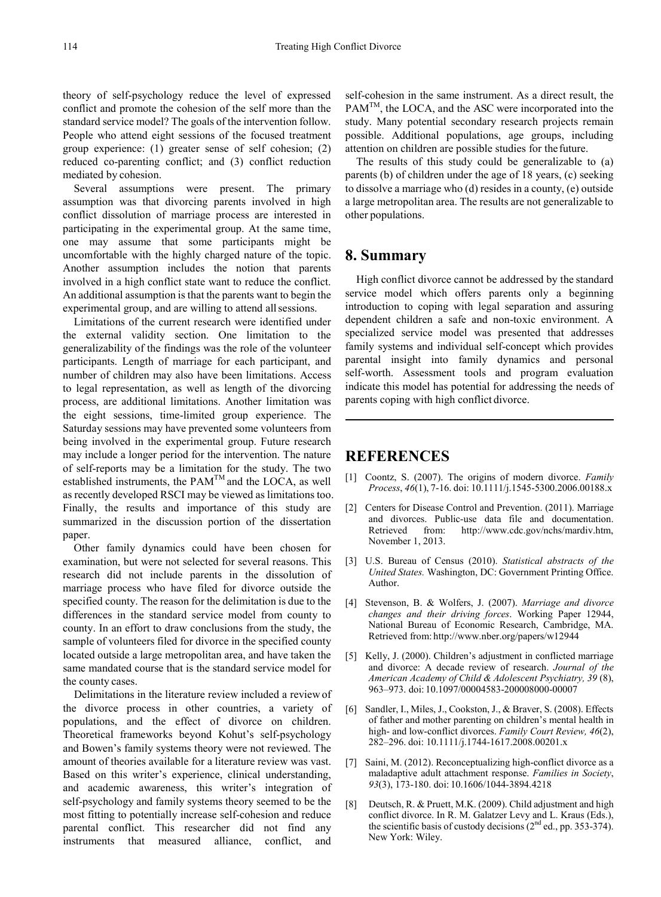theory of self-psychology reduce the level of expressed conflict and promote the cohesion of the self more than the standard service model? The goals of the intervention follow. People who attend eight sessions of the focused treatment group experience: (1) greater sense of self cohesion; (2) reduced co-parenting conflict; and (3) conflict reduction mediated by cohesion.

Several assumptions were present. The primary assumption was that divorcing parents involved in high conflict dissolution of marriage process are interested in participating in the experimental group. At the same time, one may assume that some participants might be uncomfortable with the highly charged nature of the topic. Another assumption includes the notion that parents involved in a high conflict state want to reduce the conflict. An additional assumption is that the parents want to begin the experimental group, and are willing to attend all sessions.

Limitations of the current research were identified under the external validity section. One limitation to the generalizability of the findings was the role of the volunteer participants. Length of marriage for each participant, and number of children may also have been limitations. Access to legal representation, as well as length of the divorcing process, are additional limitations. Another limitation was the eight sessions, time-limited group experience. The Saturday sessions may have prevented some volunteers from being involved in the experimental group. Future research may include a longer period for the intervention. The nature of self-reports may be a limitation for the study. The two established instruments, the PAM™ and the LOCA, as well as recently developed RSCI may be viewed as limitations too. Finally, the results and importance of this study are summarized in the discussion portion of the dissertation paper.

Other family dynamics could have been chosen for examination, but were not selected for several reasons. This research did not include parents in the dissolution of marriage process who have filed for divorce outside the specified county. The reason for the delimitation is due to the differences in the standard service model from county to county. In an effort to draw conclusions from the study, the sample of volunteers filed for divorce in the specified county located outside a large metropolitan area, and have taken the same mandated course that is the standard service model for the county cases.

Delimitations in the literature review included a review of the divorce process in other countries, a variety of populations, and the effect of divorce on children. Theoretical frameworks beyond Kohut's self-psychology and Bowen's family systems theory were not reviewed. The amount of theories available for a literature review was vast. Based on this writer's experience, clinical understanding, and academic awareness, this writer's integration of self-psychology and family systems theory seemed to be the most fitting to potentially increase self-cohesion and reduce parental conflict. This researcher did not find any instruments that measured alliance, conflict, and self-cohesion in the same instrument. As a direct result, the PAM™, the LOCA, and the ASC were incorporated into the study. Many potential secondary research projects remain possible. Additional populations, age groups, including attention on children are possible studies for the future.

The results of this study could be generalizable to (a) parents (b) of children under the age of 18 years, (c) seeking to dissolve a marriage who (d) resides in a county, (e) outside a large metropolitan area. The results are not generalizable to other populations.

## 8. Summary

High conflict divorce cannot be addressed by the standard service model which offers parents only a beginning introduction to coping with legal separation and assuring dependent children a safe and non-toxic environment. A specialized service model was presented that addresses family systems and individual self-concept which provides parental insight into family dynamics and personal self-worth. Assessment tools and program evaluation indicate this model has potential for addressing the needs of parents coping with high conflict divorce.

## REFERENCES

[1] Coontz, S. (2007). The origins of modern divorce. *Family Process*, *46*(1), 7-16. doi: 10.1111/j.1545-5300.2006.00188.x

[2] Centers for Disease Control and Prevention. (2011). Marriage and divorces. Public-use data file and documentation. Retrieved from: http://www.cdc.gov/nchs/mardiv.htm, November 1, 2013.

[3] U.S. Bureau of Census (2010). *Statistical abstracts of the United States.* Washington, DC: Government Printing Office. Author.

[4] Stevenson, B. & Wolfers, J. (2007). *Marriage and divorce changes and their driving forces*. Working Paper 12944, National Bureau of Economic Research, Cambridge, MA. Retrieved from: http://www.nber.org/papers/w12944

[5] Kelly, J. (2000). Children's adjustment in conflicted marriage and divorce: A decade review of research. *Journal of the American Academy of Child & Adolescent Psychiatry, 39* (8), 963–973. doi: 10.1097/00004583-200008000-00007

[6] Sandler, I., Miles, J., Cookston, J., & Braver, S. (2008). Effects of father and mother parenting on children's mental health in high- and low-conflict divorces. *Family Court Review, 46*(2), 282–296. doi: 10.1111/j.1744-1617.2008.00201.x

[7] Saini, M. (2012). Reconceptualizing high-conflict divorce as a maladaptive adult attachment response. *Families in Society*, *93*(3), 173-180. doi: 10.1606/1044-3894.4218

[8] Deutsch, R. & Pruett, M.K. (2009). Child adjustment and high conflict divorce. In R. M. Galatzer Levy and L. Kraus (Eds.), the scientific basis of custody decisions (2nd ed., pp. 353-374). New York: Wiley.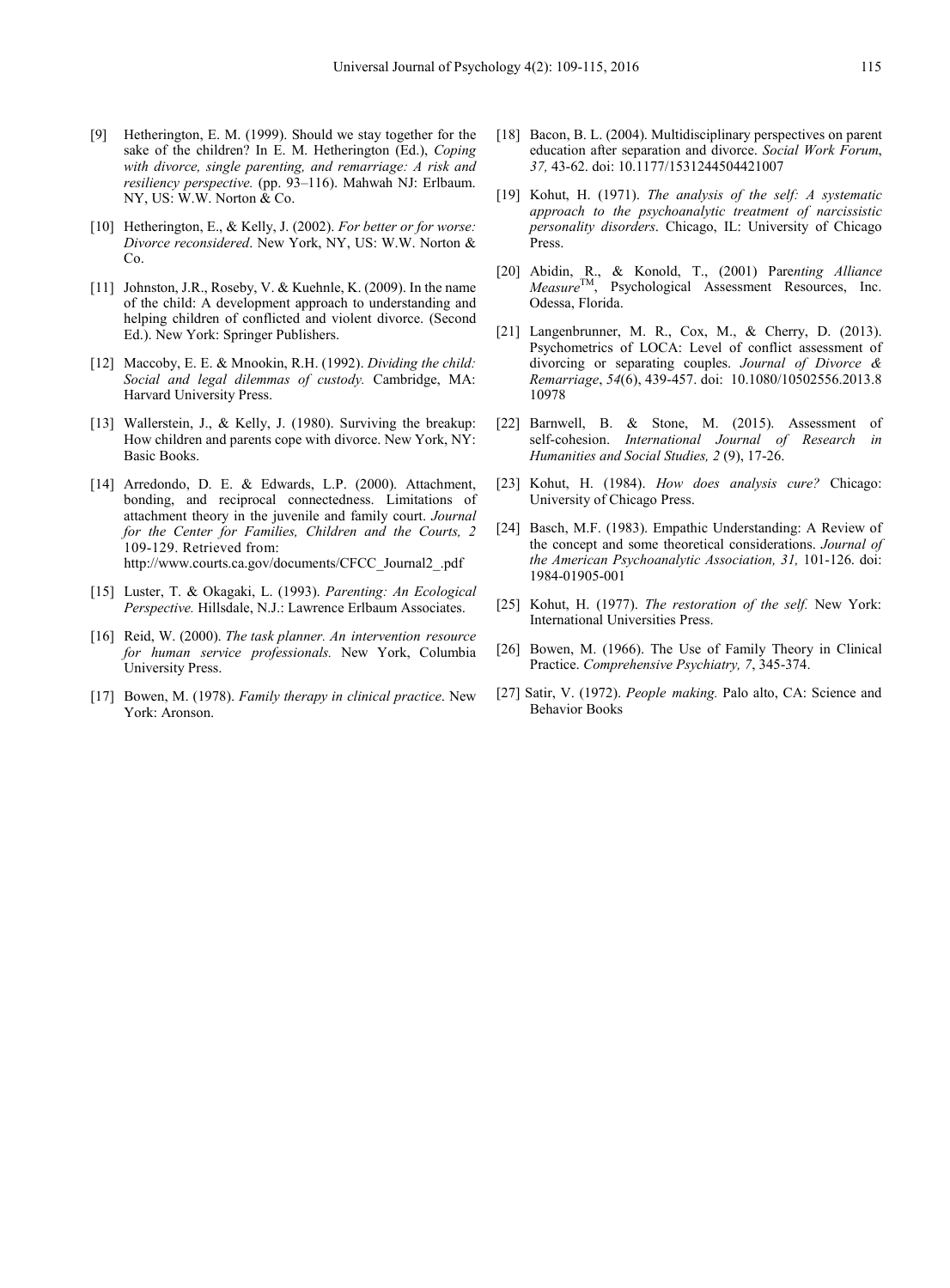[9] Hetherington, E. M. (1999). Should we stay together for the sake of the children? In E. M. Hetherington (Ed.), *Coping with divorce, single parenting, and remarriage: A risk and resiliency perspective.* (pp. 93–116). Mahwah NJ: Erlbaum. NY, US: W.W. Norton & Co.

[10] Hetherington, E., & Kelly, J. (2002). *For better or for worse: Divorce reconsidered*. New York, NY, US: W.W. Norton & Co.

[11] Johnston, J.R., Roseby, V. & Kuehnle, K. (2009). In the name of the child: A development approach to understanding and helping children of conflicted and violent divorce. (Second Ed.). New York: Springer Publishers.

[12] Maccoby, E. E. & Mnookin, R.H. (1992). *Dividing the child: Social and legal dilemmas of custody.* Cambridge, MA: Harvard University Press.

[13] Wallerstein, J., & Kelly, J. (1980). Surviving the breakup: How children and parents cope with divorce. New York, NY: Basic Books.

[14] Arredondo, D. E. & Edwards, L.P. (2000). Attachment, bonding, and reciprocal connectedness. Limitations of attachment theory in the juvenile and family court. *Journal for the Center for Families, Children and the Courts, 2* 109-129. Retrieved from: http://www.courts.ca.gov/documents/CFCC_Journal2_.pdf

[15] Luster, T. & Okagaki, L. (1993). *Parenting: An Ecological Perspective.* Hillsdale, N.J.: Lawrence Erlbaum Associates.

[16] Reid, W. (2000). *The task planner. An intervention resource for human service professionals.* New York, Columbia University Press.

[17] Bowen, M. (1978). *Family therapy in clinical practice*. New York: Aronson.

[18] Bacon, B. L. (2004). Multidisciplinary perspectives on parent education after separation and divorce. *Social Work Forum*, *37,* 43-62. doi: 10.1177/1531244504421007

[19] Kohut, H. (1971). *The analysis of the self: A systematic approach to the psychoanalytic treatment of narcissistic personality disorders*. Chicago, IL: University of Chicago Press.

[20] Abidin, R., & Konold, T., (2001) *Parenting Alliance Measure*™, Psychological Assessment Resources, Inc. Odessa, Florida.

[21] Langenbrunner, M. R., Cox, M., & Cherry, D. (2013). Psychometrics of LOCA: Level of conflict assessment of divorcing or separating couples. *Journal of Divorce & Remarriage*, *54*(6), 439-457. doi: 10.1080/10502556.2013.810978

[22] Barnwell, B. & Stone, M. (2015). Assessment of self-cohesion. *International Journal of Research in Humanities and Social Studies, 2* (9), 17-26.

[23] Kohut, H. (1984). *How does analysis cure?* Chicago: University of Chicago Press.

[24] Basch, M.F. (1983). Empathic Understanding: A Review of the concept and some theoretical considerations. *Journal of the American Psychoanalytic Association, 31,* 101-126. doi: 1984-01905-001

[25] Kohut, H. (1977). *The restoration of the self.* New York: International Universities Press.

[26] Bowen, M. (1966). The Use of Family Theory in Clinical Practice. *Comprehensive Psychiatry, 7*, 345-374.

[27] Satir, V. (1972). *People making.* Palo alto, CA: Science and Behavior Books